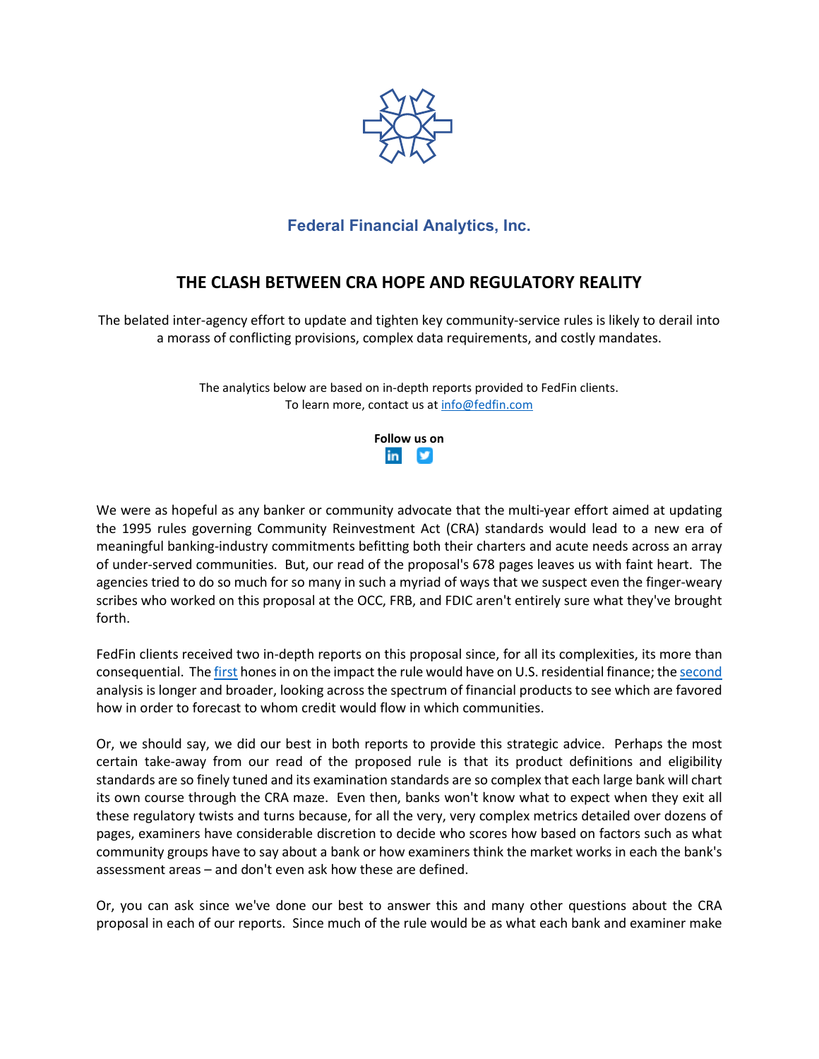**Federal Financial Analytics, Inc.**

# THE CLASH BETWEEN CRA HOPE AND REGULATORY REALITY

The belated inter-agency effort to update and tighten key community-service rules is likely to derail into a morass of conflicting provisions, complex data requirements, and costly mandates.

The analytics below are based on in-depth reports provided to FedFin clients.
To learn more, contact us at info@fedfin.com

**Follow us on**

We were as hopeful as any banker or community advocate that the multi-year effort aimed at updating the 1995 rules governing Community Reinvestment Act (CRA) standards would lead to a new era of meaningful banking-industry commitments befitting both their charters and acute needs across an array of under-served communities. But, our read of the proposal's 678 pages leaves us with faint heart. The agencies tried to do so much for so many in such a myriad of ways that we suspect even the finger-weary scribes who worked on this proposal at the OCC, FRB, and FDIC aren't entirely sure what they've brought forth.

FedFin clients received two in-depth reports on this proposal since, for all its complexities, its more than consequential. The first hones in on the impact the rule would have on U.S. residential finance; the second analysis is longer and broader, looking across the spectrum of financial products to see which are favored how in order to forecast to whom credit would flow in which communities.

Or, we should say, we did our best in both reports to provide this strategic advice. Perhaps the most certain take-away from our read of the proposed rule is that its product definitions and eligibility standards are so finely tuned and its examination standards are so complex that each large bank will chart its own course through the CRA maze. Even then, banks won't know what to expect when they exit all these regulatory twists and turns because, for all the very, very complex metrics detailed over dozens of pages, examiners have considerable discretion to decide who scores how based on factors such as what community groups have to say about a bank or how examiners think the market works in each the bank's assessment areas – and don't even ask how these are defined.

Or, you can ask since we've done our best to answer this and many other questions about the CRA proposal in each of our reports. Since much of the rule would be as what each bank and examiner make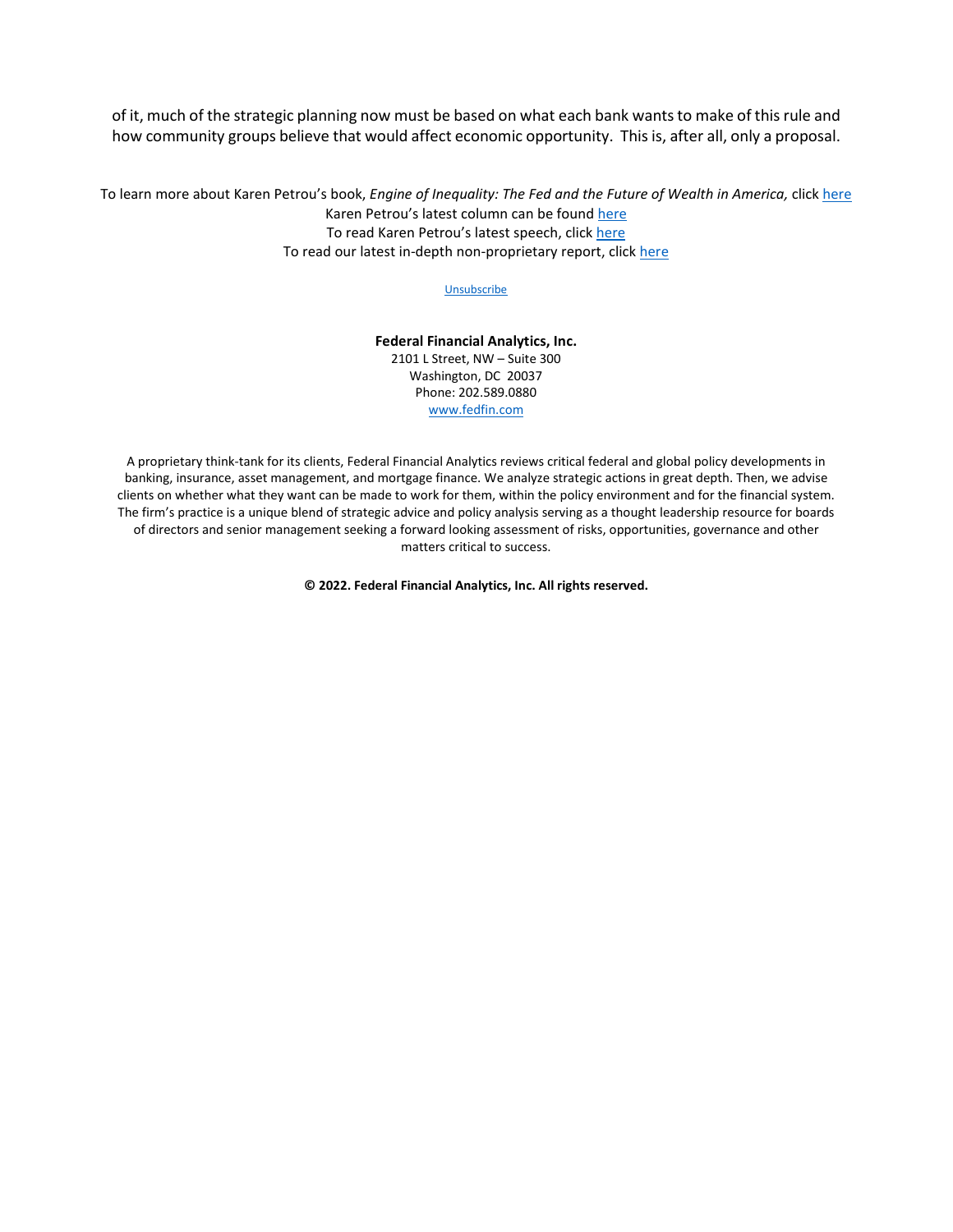of it, much of the strategic planning now must be based on what each bank wants to make of this rule and how community groups believe that would affect economic opportunity. This is, after all, only a proposal.

To learn more about Karen Petrou's book, *Engine of Inequality: The Fed and the Future of Wealth in America,* click here
Karen Petrou's latest column can be found here
To read Karen Petrou's latest speech, click here
To read our latest in-depth non-proprietary report, click here

Unsubscribe

**Federal Financial Analytics, Inc.**
2101 L Street, NW – Suite 300
Washington, DC 20037
Phone: 202.589.0880
www.fedfin.com

A proprietary think-tank for its clients, Federal Financial Analytics reviews critical federal and global policy developments in banking, insurance, asset management, and mortgage finance. We analyze strategic actions in great depth. Then, we advise clients on whether what they want can be made to work for them, within the policy environment and for the financial system. The firm's practice is a unique blend of strategic advice and policy analysis serving as a thought leadership resource for boards of directors and senior management seeking a forward looking assessment of risks, opportunities, governance and other matters critical to success.

**© 2022. Federal Financial Analytics, Inc. All rights reserved.**